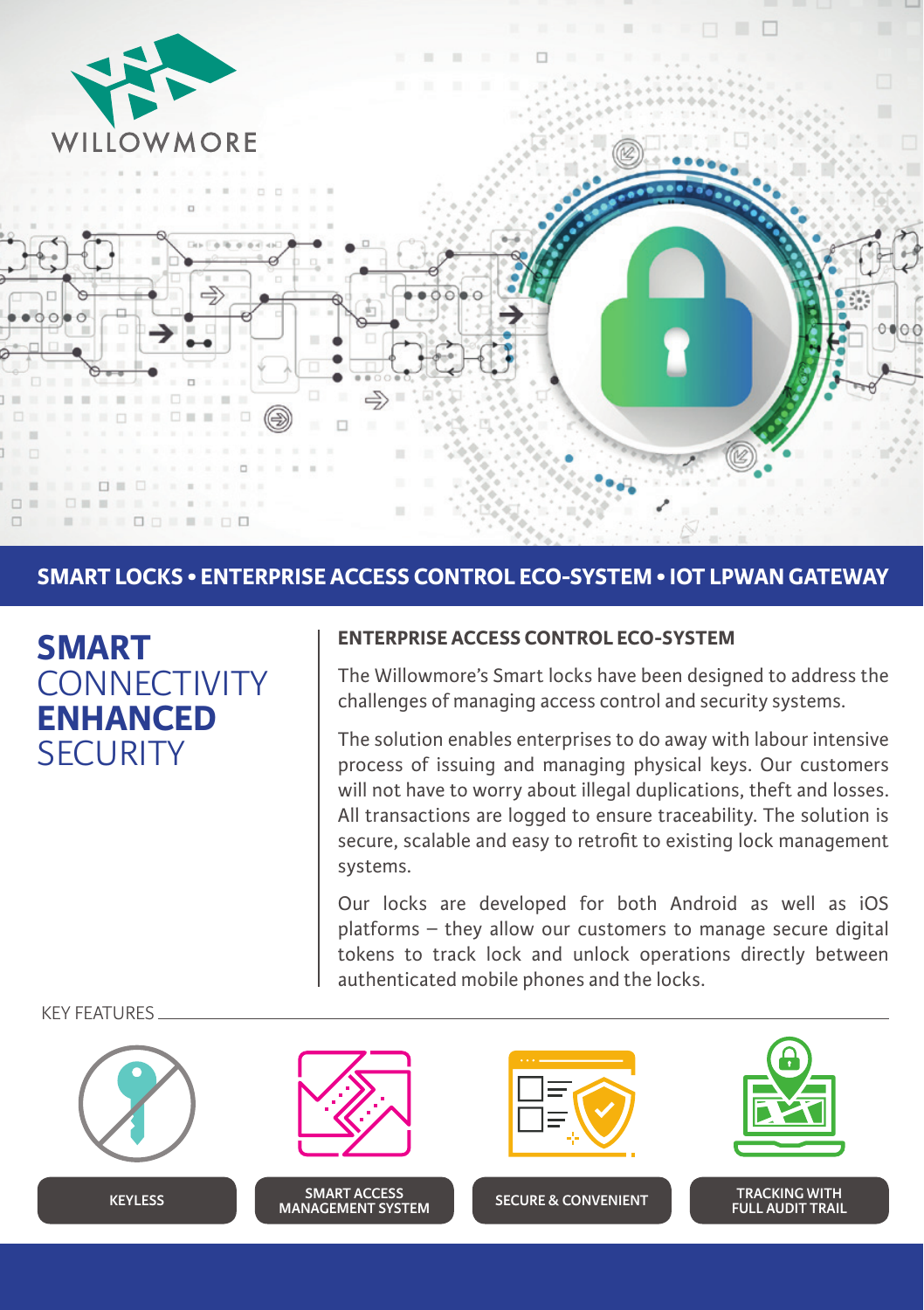WILLOWMORE

**SMART LOCKS • ENTERPRISE ACCESS CONTROL ECO-SYSTEM • IOT LPWAN GATEWAY**

# **SMART** CONNECTIVITY **ENHANCED** SECURITY

## ENTERPRISE ACCESS CONTROL ECO-SYSTEM

The Willowmore's Smart locks have been designed to address the challenges of managing access control and security systems.

The solution enables enterprises to do away with labour intensive process of issuing and managing physical keys. Our customers will not have to worry about illegal duplications, theft and losses. All transactions are logged to ensure traceability. The solution is secure, scalable and easy to retrofit to existing lock management systems.

Our locks are developed for both Android as well as iOS platforms – they allow our customers to manage secure digital tokens to track lock and unlock operations directly between authenticated mobile phones and the locks.

KEY FEATURES

- KEYLESS
- SMART ACCESS MANAGEMENT SYSTEM
- SECURE & CONVENIENT
- TRACKING WITH FULL AUDIT TRAIL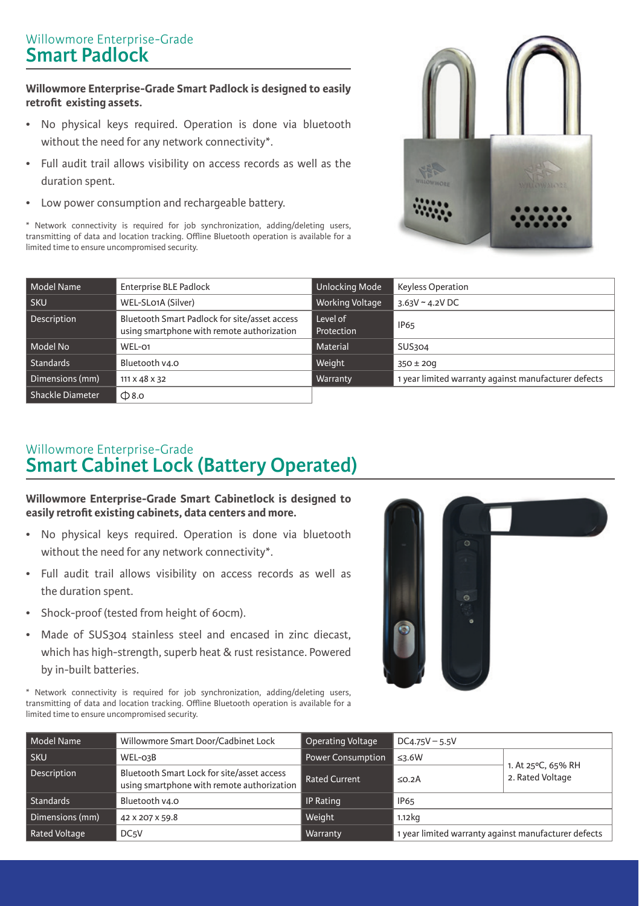Willowmore Enterprise-Grade
## Smart Padlock

**Willowmore Enterprise-Grade Smart Padlock is designed to easily retrofit existing assets.**

- No physical keys required. Operation is done via bluetooth without the need for any network connectivity*.
- Full audit trail allows visibility on access records as well as the duration spent.
- Low power consumption and rechargeable battery.

\* Network connectivity is required for job synchronization, adding/deleting users, transmitting of data and location tracking. Offline Bluetooth operation is available for a limited time to ensure uncompromised security.

| Model Name | Enterprise BLE Padlock | Unlocking Mode | Keyless Operation |
| --- | --- | --- | --- |
| SKU | WEL-SL01A (Silver) | Working Voltage | 3.63V ~ 4.2V DC |
| Description | Bluetooth Smart Padlock for site/asset access using smartphone with remote authorization | Level of Protection | IP65 |
| Model No | WEL-01 | Material | SUS304 |
| Standards | Bluetooth v4.0 | Weight | 350 ± 20g |
| Dimensions (mm) | 111 x 48 x 32 | Warranty | 1 year limited warranty against manufacturer defects |
| Shackle Diameter | Φ8.0 | | |

Willowmore Enterprise-Grade
## Smart Cabinet Lock (Battery Operated)

**Willowmore Enterprise-Grade Smart Cabinetlock is designed to easily retrofit existing cabinets, data centers and more.**

- No physical keys required. Operation is done via bluetooth without the need for any network connectivity*.
- Full audit trail allows visibility on access records as well as the duration spent.
- Shock-proof (tested from height of 60cm).
- Made of SUS304 stainless steel and encased in zinc diecast, which has high-strength, superb heat & rust resistance. Powered by in-built batteries.

\* Network connectivity is required for job synchronization, adding/deleting users, transmitting of data and location tracking. Offline Bluetooth operation is available for a limited time to ensure uncompromised security.

| Model Name | Willowmore Smart Door/Cadbinet Lock | Operating Voltage | DC4.75V – 5.5V | |
| --- | --- | --- | --- | --- |
| SKU | WEL-03B | Power Consumption | ≤3.6W | 1. At 25°C, 65% RH<br>2. Rated Voltage |
| Description | Bluetooth Smart Lock for site/asset access using smartphone with remote authorization | Rated Current | ≤0.2A | |
| Standards | Bluetooth v4.0 | IP Rating | IP65 | |
| Dimensions (mm) | 42 x 207 x 59.8 | Weight | 1.12kg | |
| Rated Voltage | DC5V | Warranty | 1 year limited warranty against manufacturer defects | |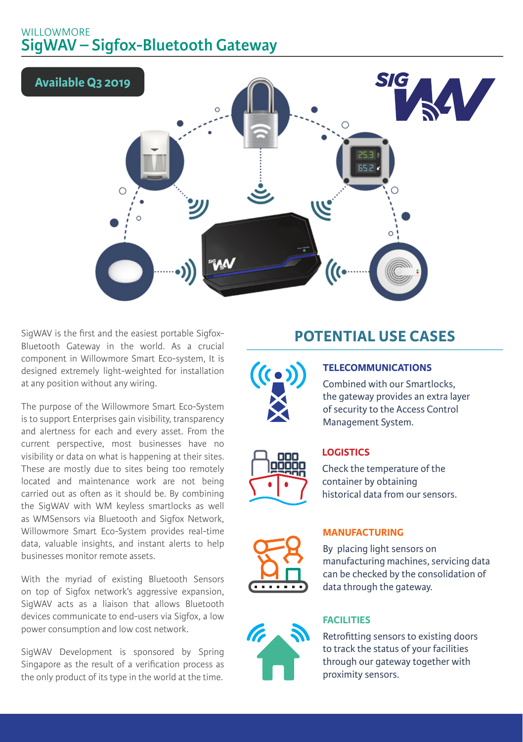WILLOWMORE

# SigWAV – Sigfox-Bluetooth Gateway

**Available Q3 2019**

SigWAV is the first and the easiest portable Sigfox-Bluetooth Gateway in the world. As a crucial component in Willowmore Smart Eco-system, It is designed extremely light-weighted for installation at any position without any wiring.

The purpose of the Willowmore Smart Eco-System is to support Enterprises gain visibility, transparency and alertness for each and every asset. From the current perspective, most businesses have no visibility or data on what is happening at their sites. These are mostly due to sites being too remotely located and maintenance work are not being carried out as often as it should be. By combining the SigWAV with WM keyless smartlocks as well as WMSensors via Bluetooth and Sigfox Network, Willowmore Smart Eco-System provides real-time data, valuable insights, and instant alerts to help businesses monitor remote assets.

With the myriad of existing Bluetooth Sensors on top of Sigfox network's aggressive expansion, SigWAV acts as a liaison that allows Bluetooth devices communicate to end-users via Sigfox, a low power consumption and low cost network.

SigWAV Development is sponsored by Spring Singapore as the result of a verification process as the only product of its type in the world at the time.

## POTENTIAL USE CASES

### TELECOMMUNICATIONS

Combined with our Smartlocks, the gateway provides an extra layer of security to the Access Control Management System.

### LOGISTICS

Check the temperature of the container by obtaining historical data from our sensors.

### MANUFACTURING

By placing light sensors on manufacturing machines, servicing data can be checked by the consolidation of data through the gateway.

### FACILITIES

Retrofitting sensors to existing doors to track the status of your facilities through our gateway together with proximity sensors.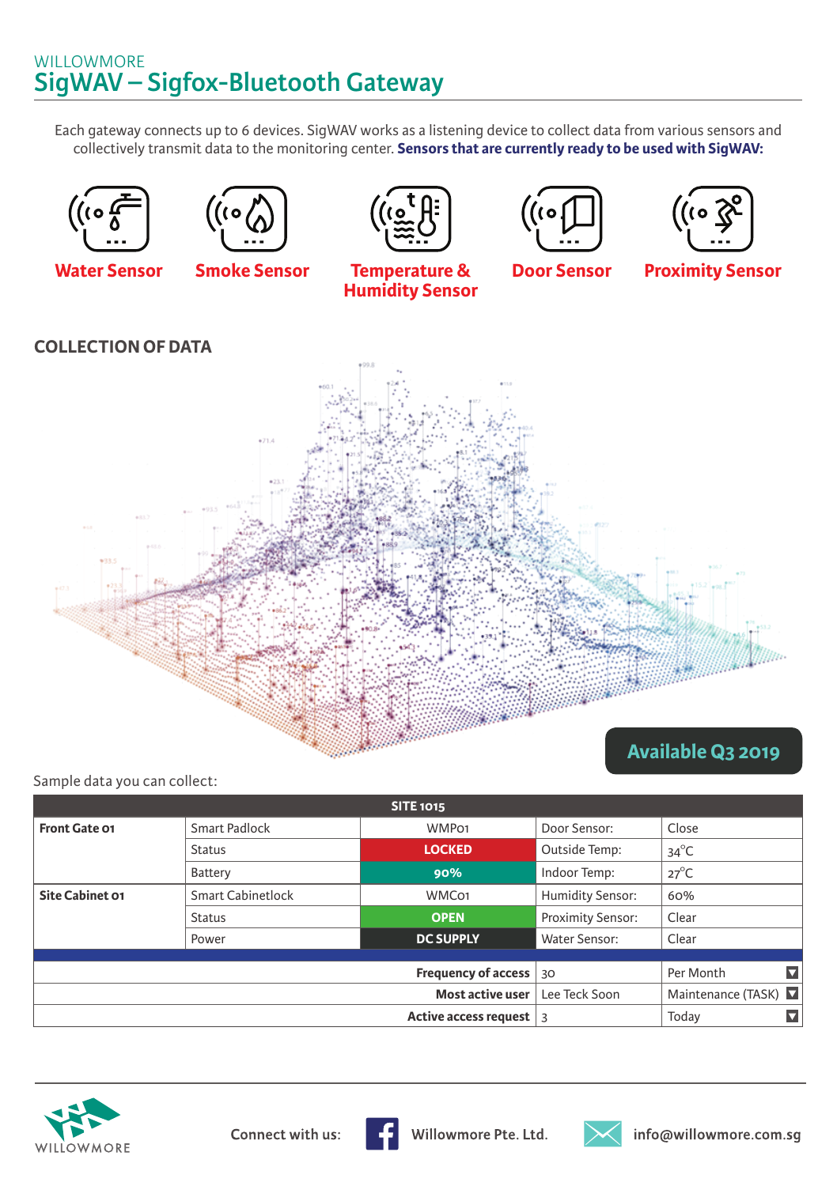WILLOWMORE

# SigWAV – Sigfox-Bluetooth Gateway

Each gateway connects up to 6 devices. SigWAV works as a listening device to collect data from various sensors and collectively transmit data to the monitoring center. **Sensors that are currently ready to be used with SigWAV:**

**Water Sensor**

**Smoke Sensor**

**Temperature & Humidity Sensor**

**Door Sensor**

**Proximity Sensor**

## COLLECTION OF DATA

**Available Q3 2019**

Sample data you can collect:

| | | | | |
|---|---|---|---|---|
| **SITE 1015** | | | | |
| **Front Gate 01** | Smart Padlock | WMP01 | Door Sensor: | Close |
| | Status | **LOCKED** | Outside Temp: | 34°C |
| | Battery | **90%** | Indoor Temp: | 27°C |
| **Site Cabinet 01** | Smart Cabinetlock | WMC01 | Humidity Sensor: | 60% |
| | Status | **OPEN** | Proximity Sensor: | Clear |
| | Power | **DC SUPPLY** | Water Sensor: | Clear |
| | | **Frequency of access** | 30 | Per Month |
| | | **Most active user** | Lee Teck Soon | Maintenance (TASK) |
| | | **Active access request** | 3 | Today |

WILLOWMORE

Connect with us: Willowmore Pte. Ltd. info@willowmore.com.sg